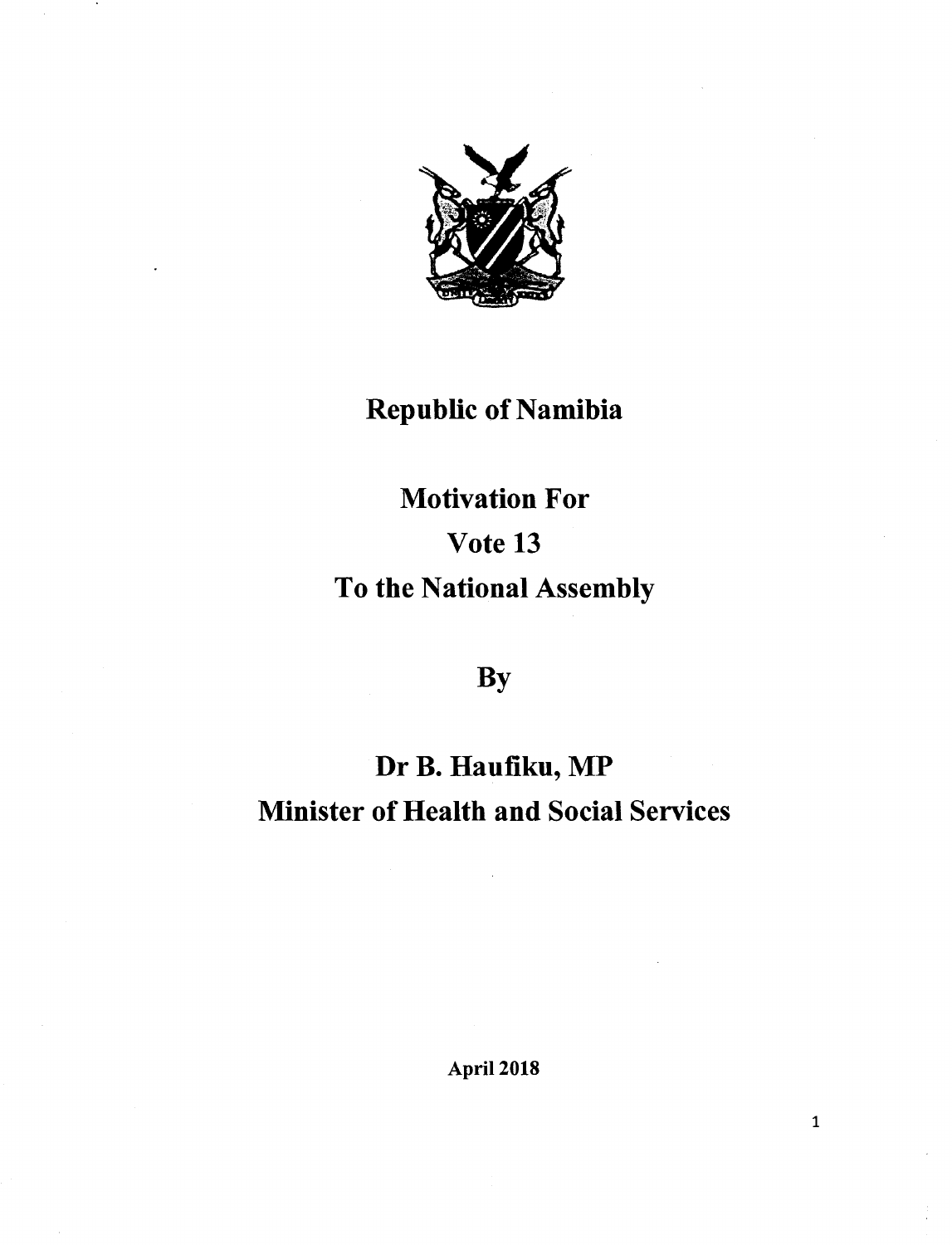# Republic of Namibia

## Motivation For
## Vote 13
## To the National Assembly

**By**

## Dr B. Haufiku, MP
## Minister of Health and Social Services

**April 2018**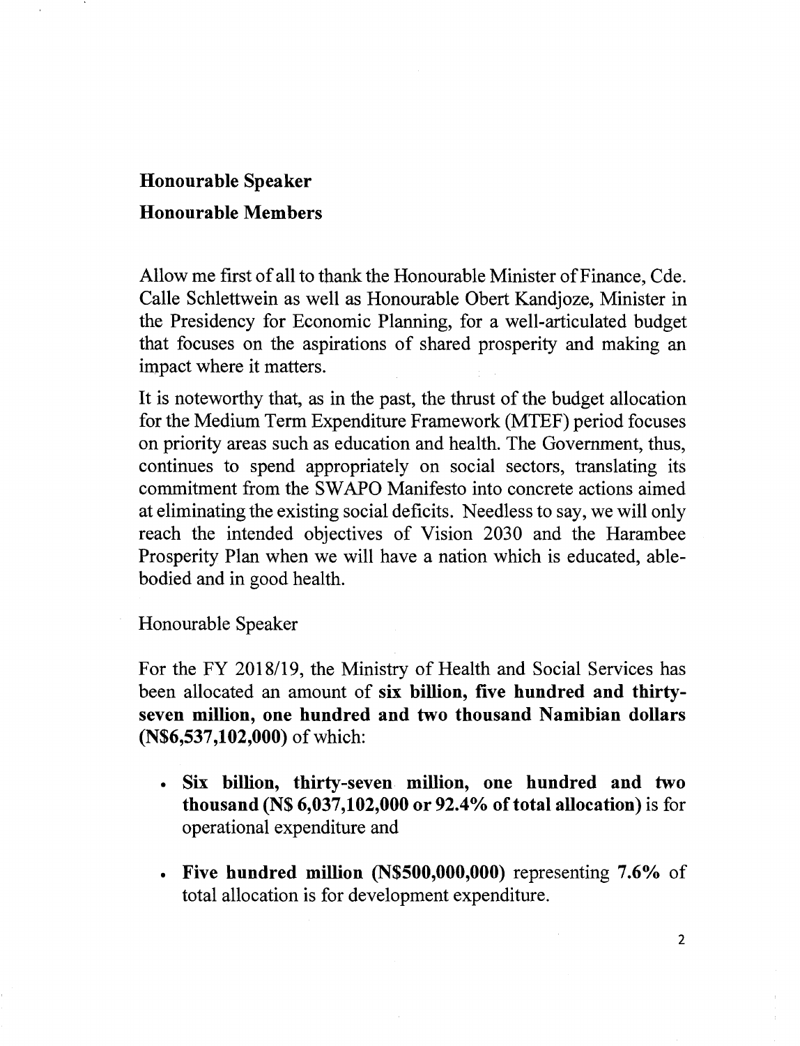**Honourable Speaker**

**Honourable Members**

Allow me first of all to thank the Honourable Minister of Finance, Cde. Calle Schlettwein as well as Honourable Obert Kandjoze, Minister in the Presidency for Economic Planning, for a well-articulated budget that focuses on the aspirations of shared prosperity and making an impact where it matters.

It is noteworthy that, as in the past, the thrust of the budget allocation for the Medium Term Expenditure Framework (MTEF) period focuses on priority areas such as education and health. The Government, thus, continues to spend appropriately on social sectors, translating its commitment from the SWAPO Manifesto into concrete actions aimed at eliminating the existing social deficits. Needless to say, we will only reach the intended objectives of Vision 2030 and the Harambee Prosperity Plan when we will have a nation which is educated, able-bodied and in good health.

Honourable Speaker

For the FY 2018/19, the Ministry of Health and Social Services has been allocated an amount of **six billion, five hundred and thirty-seven million, one hundred and two thousand Namibian dollars (N$6,537,102,000)** of which:

- **Six billion, thirty-seven million, one hundred and two thousand (N$ 6,037,102,000 or 92.4% of total allocation)** is for operational expenditure and
- **Five hundred million (N$500,000,000)** representing **7.6%** of total allocation is for development expenditure.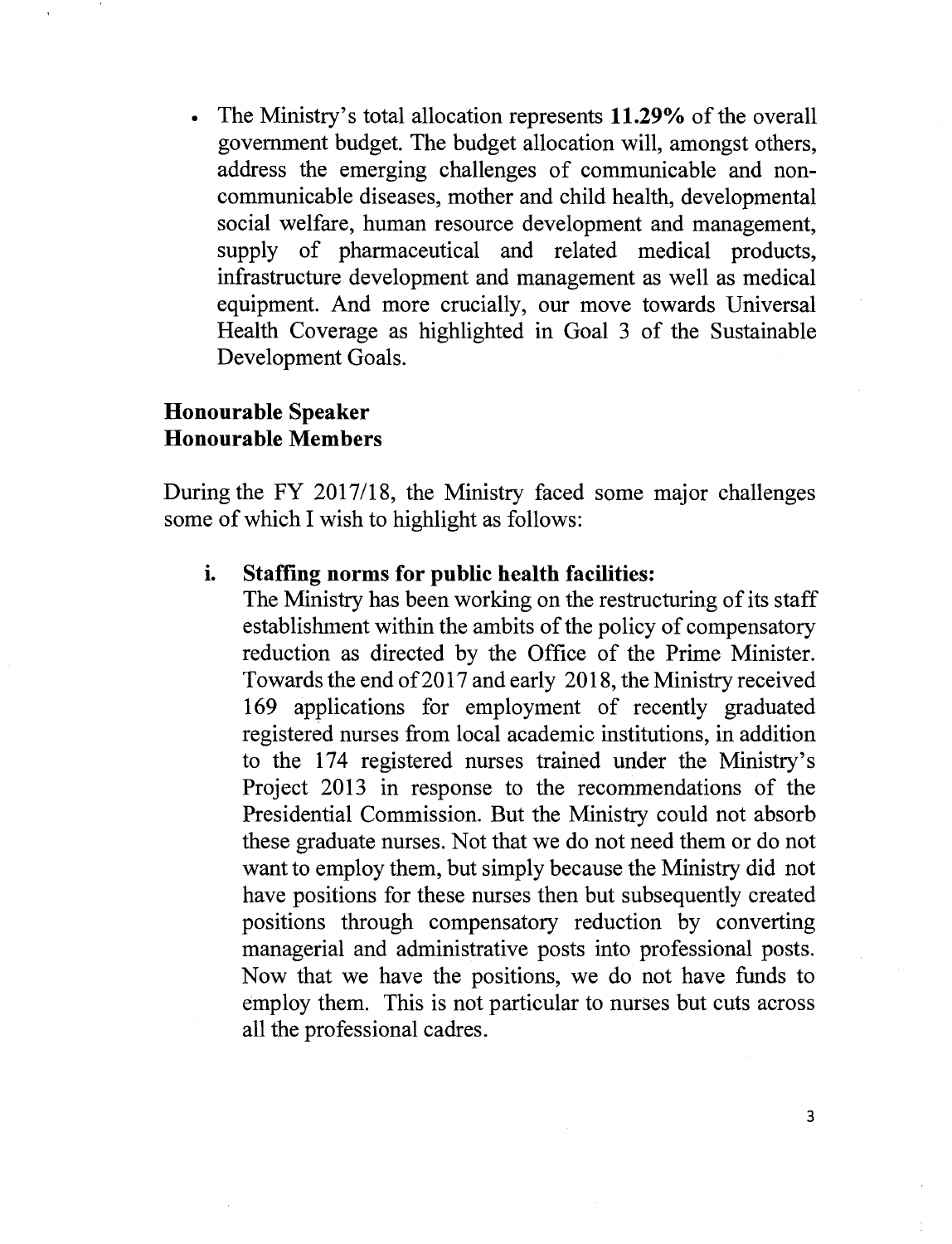- The Ministry's total allocation represents **11.29%** of the overall government budget. The budget allocation will, amongst others, address the emerging challenges of communicable and non-communicable diseases, mother and child health, developmental social welfare, human resource development and management, supply of pharmaceutical and related medical products, infrastructure development and management as well as medical equipment. And more crucially, our move towards Universal Health Coverage as highlighted in Goal 3 of the Sustainable Development Goals.

**Honourable Speaker**
**Honourable Members**

During the FY 2017/18, the Ministry faced some major challenges some of which I wish to highlight as follows:

i. **Staffing norms for public health facilities:**
   The Ministry has been working on the restructuring of its staff establishment within the ambits of the policy of compensatory reduction as directed by the Office of the Prime Minister. Towards the end of 2017 and early 2018, the Ministry received 169 applications for employment of recently graduated registered nurses from local academic institutions, in addition to the 174 registered nurses trained under the Ministry's Project 2013 in response to the recommendations of the Presidential Commission. But the Ministry could not absorb these graduate nurses. Not that we do not need them or do not want to employ them, but simply because the Ministry did not have positions for these nurses then but subsequently created positions through compensatory reduction by converting managerial and administrative posts into professional posts. Now that we have the positions, we do not have funds to employ them. This is not particular to nurses but cuts across all the professional cadres.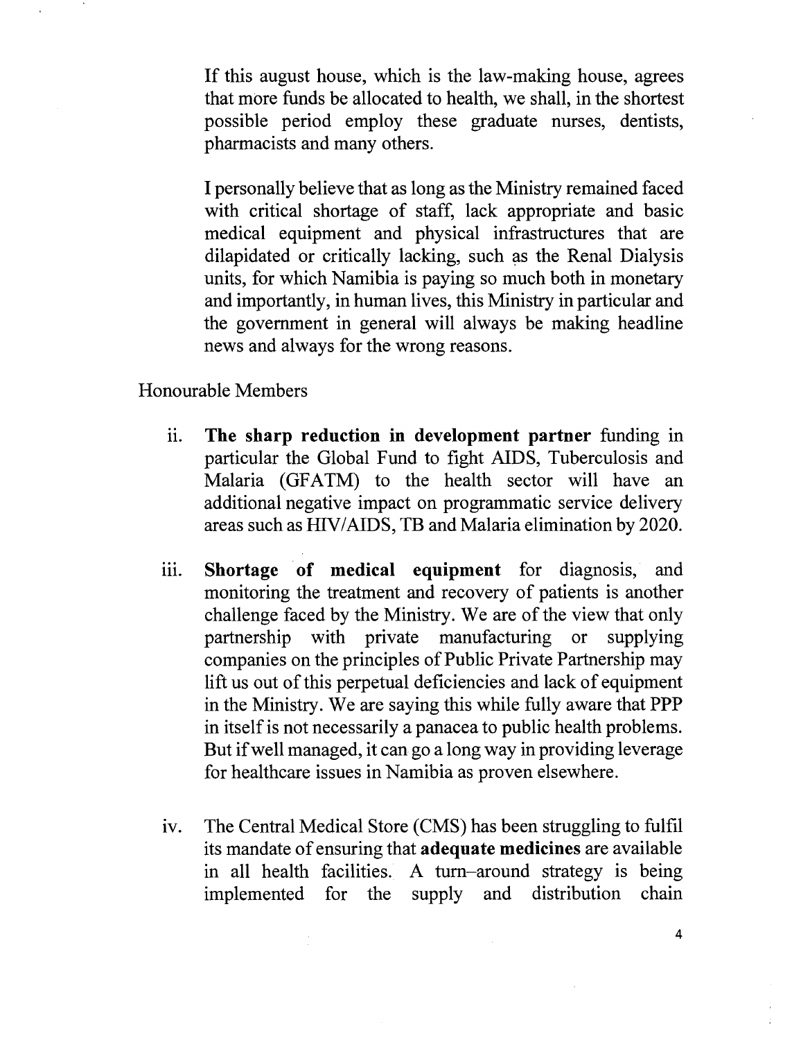If this august house, which is the law-making house, agrees that more funds be allocated to health, we shall, in the shortest possible period employ these graduate nurses, dentists, pharmacists and many others.

I personally believe that as long as the Ministry remained faced with critical shortage of staff, lack appropriate and basic medical equipment and physical infrastructures that are dilapidated or critically lacking, such as the Renal Dialysis units, for which Namibia is paying so much both in monetary and importantly, in human lives, this Ministry in particular and the government in general will always be making headline news and always for the wrong reasons.

Honourable Members

ii. **The sharp reduction in development partner** funding in particular the Global Fund to fight AIDS, Tuberculosis and Malaria (GFATM) to the health sector will have an additional negative impact on programmatic service delivery areas such as HIV/AIDS, TB and Malaria elimination by 2020.

iii. **Shortage of medical equipment** for diagnosis, and monitoring the treatment and recovery of patients is another challenge faced by the Ministry. We are of the view that only partnership with private manufacturing or supplying companies on the principles of Public Private Partnership may lift us out of this perpetual deficiencies and lack of equipment in the Ministry. We are saying this while fully aware that PPP in itself is not necessarily a panacea to public health problems. But if well managed, it can go a long way in providing leverage for healthcare issues in Namibia as proven elsewhere.

iv. The Central Medical Store (CMS) has been struggling to fulfil its mandate of ensuring that **adequate medicines** are available in all health facilities. A turn–around strategy is being implemented for the supply and distribution chain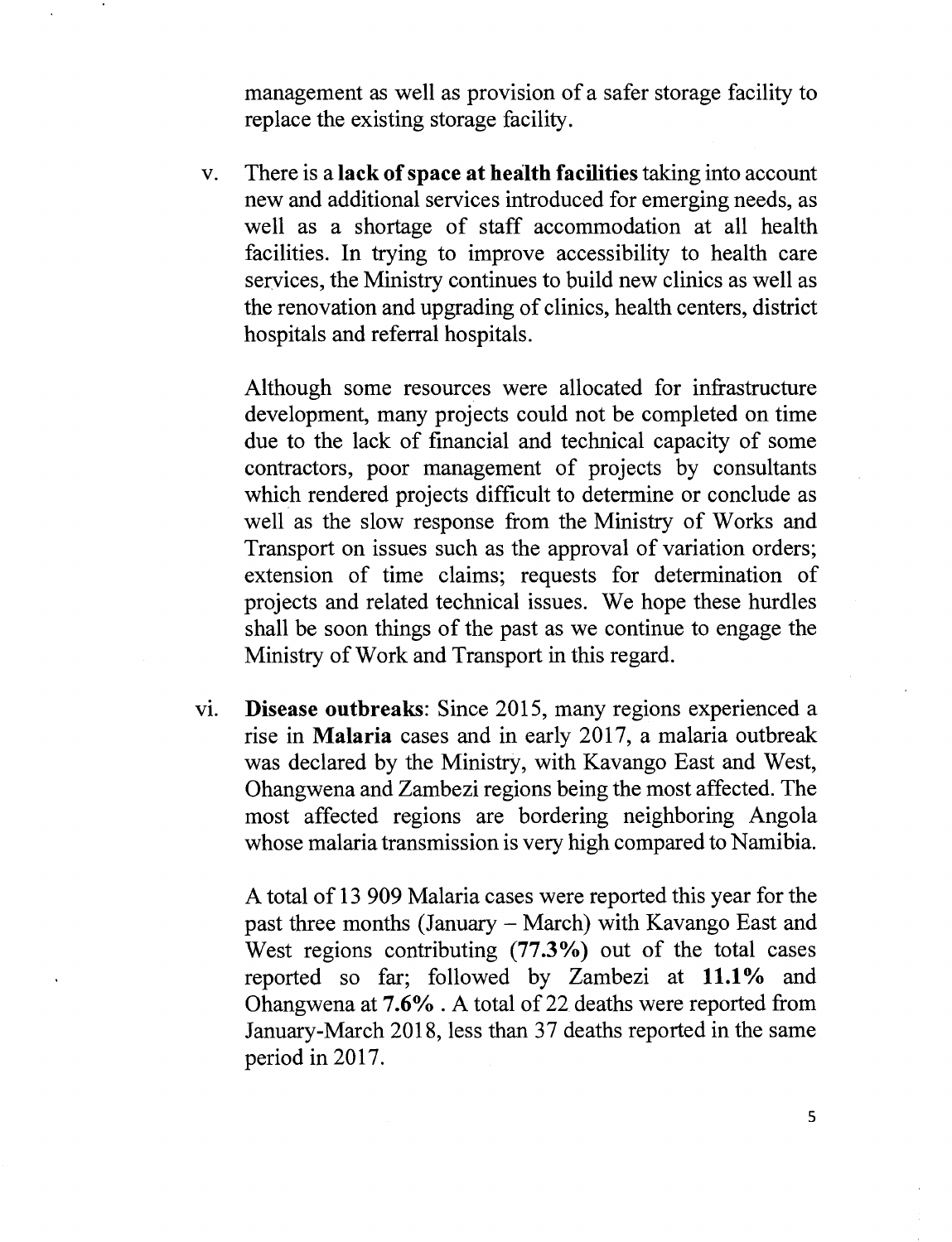management as well as provision of a safer storage facility to replace the existing storage facility.

v. There is a **lack of space at health facilities** taking into account new and additional services introduced for emerging needs, as well as a shortage of staff accommodation at all health facilities. In trying to improve accessibility to health care services, the Ministry continues to build new clinics as well as the renovation and upgrading of clinics, health centers, district hospitals and referral hospitals.

   Although some resources were allocated for infrastructure development, many projects could not be completed on time due to the lack of financial and technical capacity of some contractors, poor management of projects by consultants which rendered projects difficult to determine or conclude as well as the slow response from the Ministry of Works and Transport on issues such as the approval of variation orders; extension of time claims; requests for determination of projects and related technical issues. We hope these hurdles shall be soon things of the past as we continue to engage the Ministry of Work and Transport in this regard.

vi. **Disease outbreaks**: Since 2015, many regions experienced a rise in **Malaria** cases and in early 2017, a malaria outbreak was declared by the Ministry, with Kavango East and West, Ohangwena and Zambezi regions being the most affected. The most affected regions are bordering neighboring Angola whose malaria transmission is very high compared to Namibia.

   A total of 13 909 Malaria cases were reported this year for the past three months (January – March) with Kavango East and West regions contributing **(77.3%)** out of the total cases reported so far; followed by Zambezi at **11.1%** and Ohangwena at **7.6%** . A total of 22 deaths were reported from January-March 2018, less than 37 deaths reported in the same period in 2017.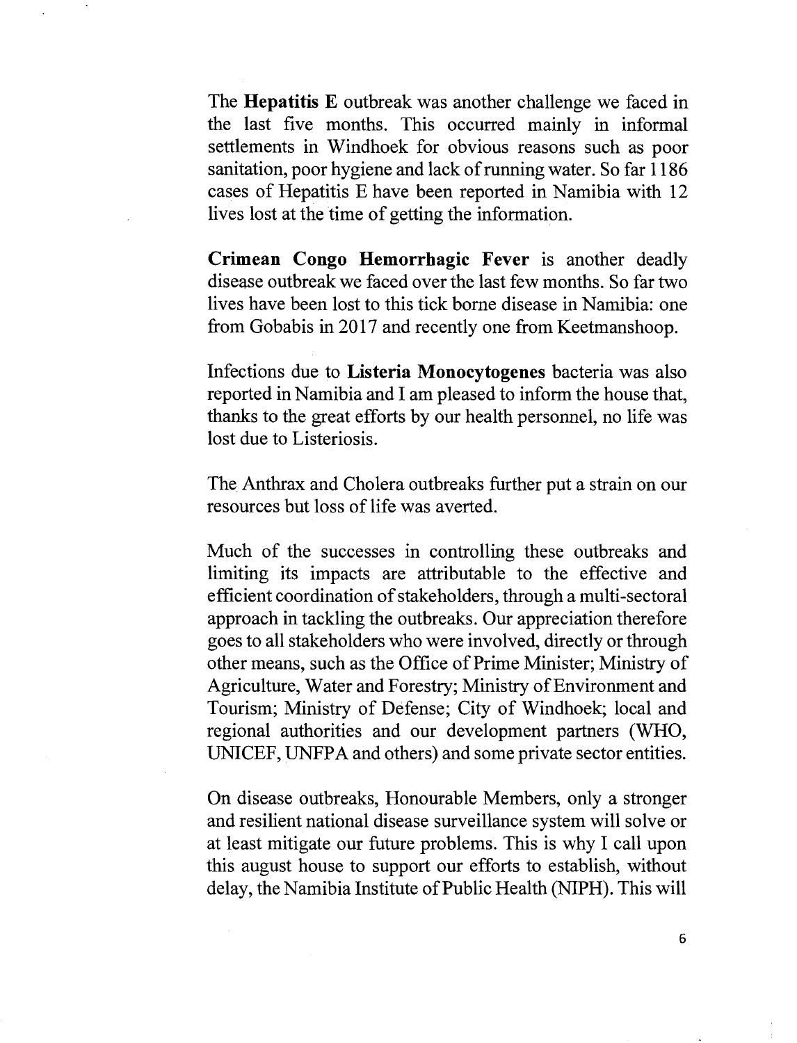The **Hepatitis E** outbreak was another challenge we faced in the last five months. This occurred mainly in informal settlements in Windhoek for obvious reasons such as poor sanitation, poor hygiene and lack of running water. So far 1186 cases of Hepatitis E have been reported in Namibia with 12 lives lost at the time of getting the information.

**Crimean Congo Hemorrhagic Fever** is another deadly disease outbreak we faced over the last few months. So far two lives have been lost to this tick borne disease in Namibia: one from Gobabis in 2017 and recently one from Keetmanshoop.

Infections due to **Listeria Monocytogenes** bacteria was also reported in Namibia and I am pleased to inform the house that, thanks to the great efforts by our health personnel, no life was lost due to Listeriosis.

The Anthrax and Cholera outbreaks further put a strain on our resources but loss of life was averted.

Much of the successes in controlling these outbreaks and limiting its impacts are attributable to the effective and efficient coordination of stakeholders, through a multi-sectoral approach in tackling the outbreaks. Our appreciation therefore goes to all stakeholders who were involved, directly or through other means, such as the Office of Prime Minister; Ministry of Agriculture, Water and Forestry; Ministry of Environment and Tourism; Ministry of Defense; City of Windhoek; local and regional authorities and our development partners (WHO, UNICEF, UNFPA and others) and some private sector entities.

On disease outbreaks, Honourable Members, only a stronger and resilient national disease surveillance system will solve or at least mitigate our future problems. This is why I call upon this august house to support our efforts to establish, without delay, the Namibia Institute of Public Health (NIPH). This will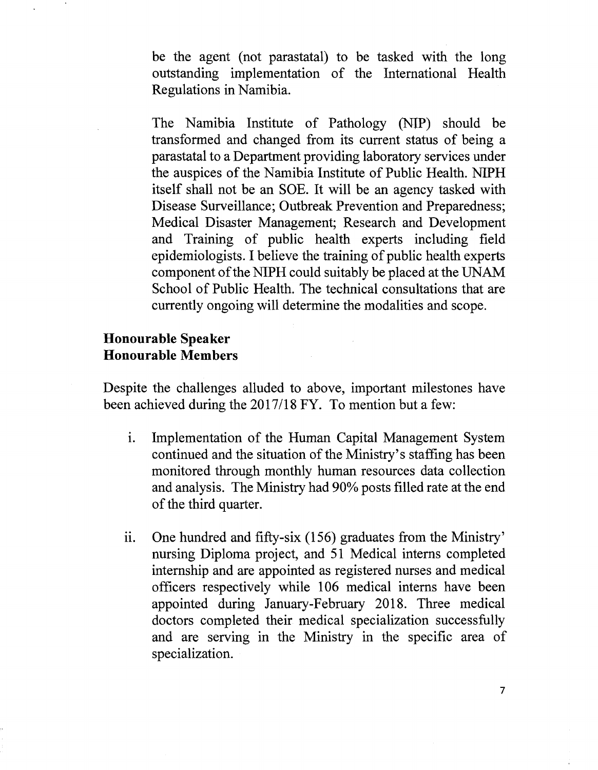be the agent (not parastatal) to be tasked with the long outstanding implementation of the International Health Regulations in Namibia.

The Namibia Institute of Pathology (NIP) should be transformed and changed from its current status of being a parastatal to a Department providing laboratory services under the auspices of the Namibia Institute of Public Health. NIPH itself shall not be an SOE. It will be an agency tasked with Disease Surveillance; Outbreak Prevention and Preparedness; Medical Disaster Management; Research and Development and Training of public health experts including field epidemiologists. I believe the training of public health experts component of the NIPH could suitably be placed at the UNAM School of Public Health. The technical consultations that are currently ongoing will determine the modalities and scope.

**Honourable Speaker**
**Honourable Members**

Despite the challenges alluded to above, important milestones have been achieved during the 2017/18 FY. To mention but a few:

i. Implementation of the Human Capital Management System continued and the situation of the Ministry's staffing has been monitored through monthly human resources data collection and analysis. The Ministry had 90% posts filled rate at the end of the third quarter.

ii. One hundred and fifty-six (156) graduates from the Ministry' nursing Diploma project, and 51 Medical interns completed internship and are appointed as registered nurses and medical officers respectively while 106 medical interns have been appointed during January-February 2018. Three medical doctors completed their medical specialization successfully and are serving in the Ministry in the specific area of specialization.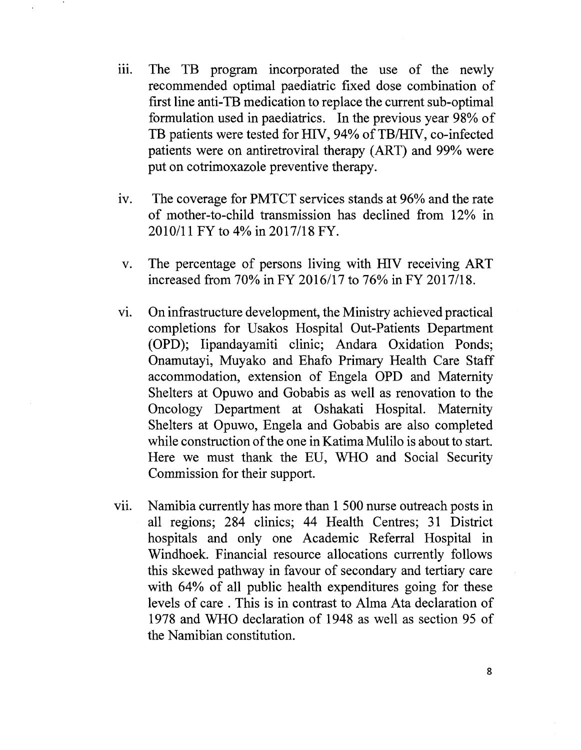iii. The TB program incorporated the use of the newly recommended optimal paediatric fixed dose combination of first line anti-TB medication to replace the current sub-optimal formulation used in paediatrics. In the previous year 98% of TB patients were tested for HIV, 94% of TB/HIV, co-infected patients were on antiretroviral therapy (ART) and 99% were put on cotrimoxazole preventive therapy.

iv. The coverage for PMTCT services stands at 96% and the rate of mother-to-child transmission has declined from 12% in 2010/11 FY to 4% in 2017/18 FY.

v. The percentage of persons living with HIV receiving ART increased from 70% in FY 2016/17 to 76% in FY 2017/18.

vi. On infrastructure development, the Ministry achieved practical completions for Usakos Hospital Out-Patients Department (OPD); Iipandayamiti clinic; Andara Oxidation Ponds; Onamutayi, Muyako and Ehafo Primary Health Care Staff accommodation, extension of Engela OPD and Maternity Shelters at Opuwo and Gobabis as well as renovation to the Oncology Department at Oshakati Hospital. Maternity Shelters at Opuwo, Engela and Gobabis are also completed while construction of the one in Katima Mulilo is about to start. Here we must thank the EU, WHO and Social Security Commission for their support.

vii. Namibia currently has more than 1 500 nurse outreach posts in all regions; 284 clinics; 44 Health Centres; 31 District hospitals and only one Academic Referral Hospital in Windhoek. Financial resource allocations currently follows this skewed pathway in favour of secondary and tertiary care with 64% of all public health expenditures going for these levels of care . This is in contrast to Alma Ata declaration of 1978 and WHO declaration of 1948 as well as section 95 of the Namibian constitution.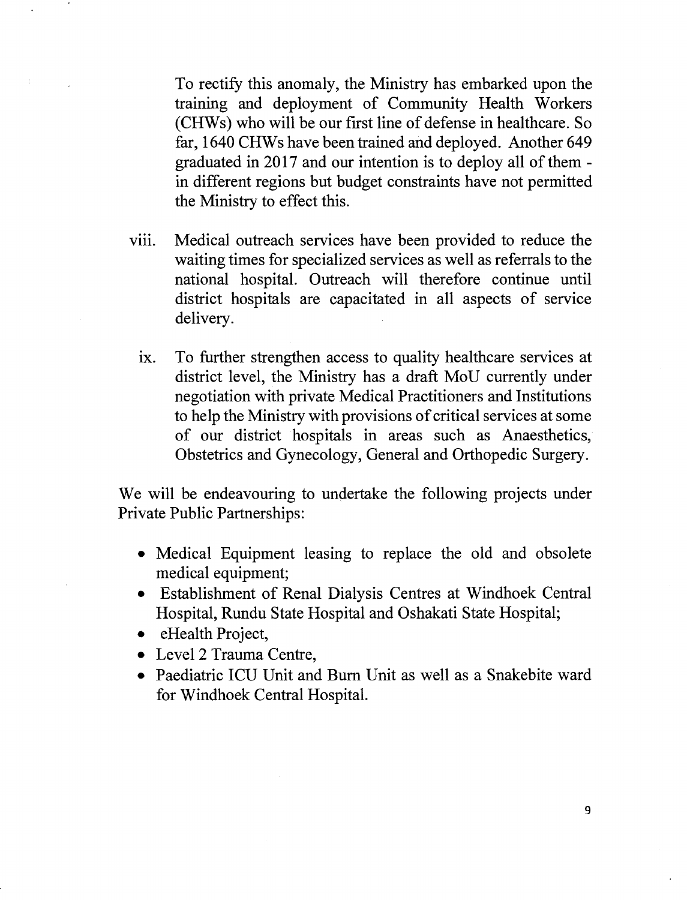To rectify this anomaly, the Ministry has embarked upon the training and deployment of Community Health Workers (CHWs) who will be our first line of defense in healthcare. So far, 1640 CHWs have been trained and deployed. Another 649 graduated in 2017 and our intention is to deploy all of them - in different regions but budget constraints have not permitted the Ministry to effect this.

viii. Medical outreach services have been provided to reduce the waiting times for specialized services as well as referrals to the national hospital. Outreach will therefore continue until district hospitals are capacitated in all aspects of service delivery.

ix. To further strengthen access to quality healthcare services at district level, the Ministry has a draft MoU currently under negotiation with private Medical Practitioners and Institutions to help the Ministry with provisions of critical services at some of our district hospitals in areas such as Anaesthetics, Obstetrics and Gynecology, General and Orthopedic Surgery.

We will be endeavouring to undertake the following projects under Private Public Partnerships:

- Medical Equipment leasing to replace the old and obsolete medical equipment;
- Establishment of Renal Dialysis Centres at Windhoek Central Hospital, Rundu State Hospital and Oshakati State Hospital;
- eHealth Project,
- Level 2 Trauma Centre,
- Paediatric ICU Unit and Burn Unit as well as a Snakebite ward for Windhoek Central Hospital.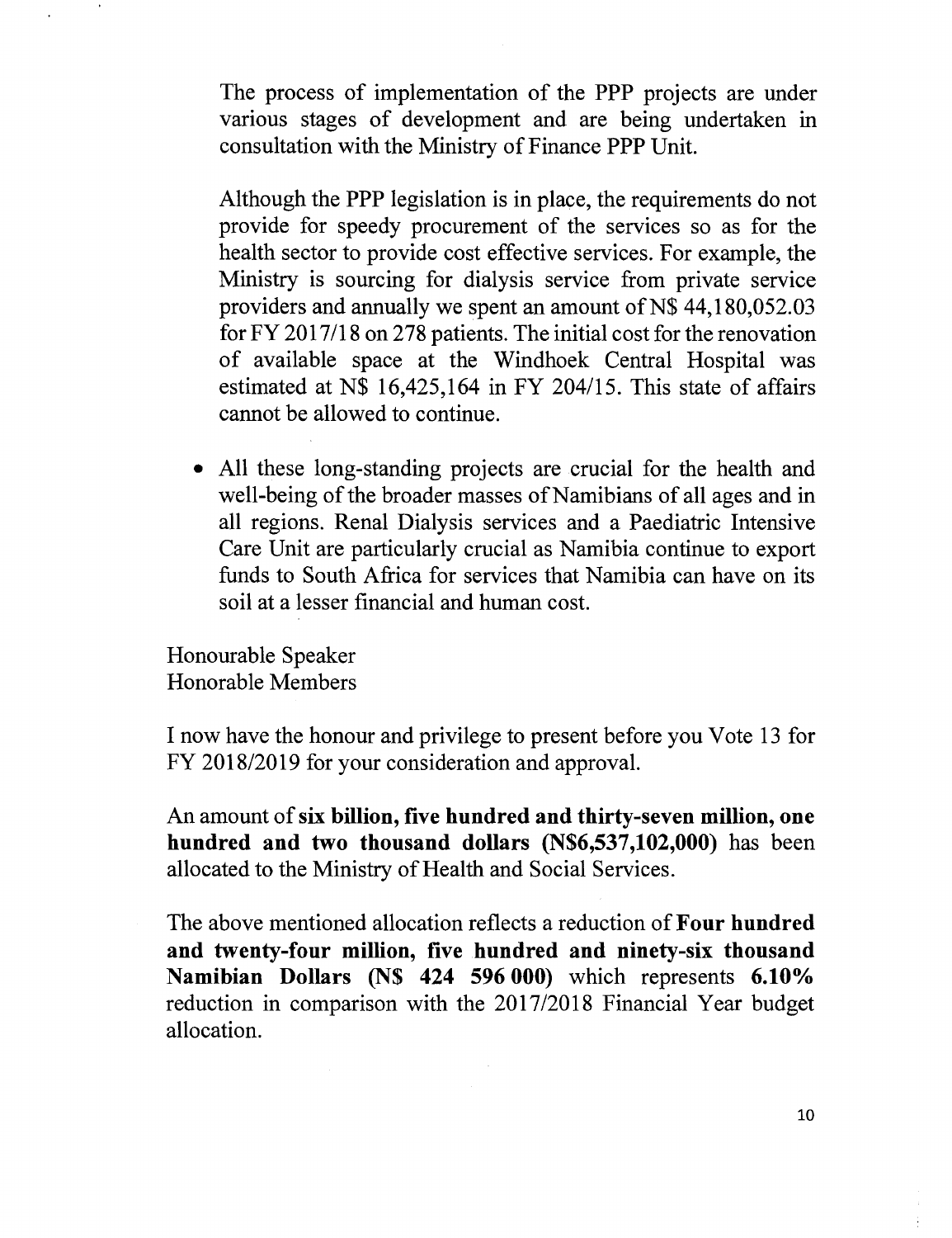The process of implementation of the PPP projects are under various stages of development and are being undertaken in consultation with the Ministry of Finance PPP Unit.

Although the PPP legislation is in place, the requirements do not provide for speedy procurement of the services so as for the health sector to provide cost effective services. For example, the Ministry is sourcing for dialysis service from private service providers and annually we spent an amount of N$ 44,180,052.03 for FY 2017/18 on 278 patients. The initial cost for the renovation of available space at the Windhoek Central Hospital was estimated at N$ 16,425,164 in FY 204/15. This state of affairs cannot be allowed to continue.

- All these long-standing projects are crucial for the health and well-being of the broader masses of Namibians of all ages and in all regions. Renal Dialysis services and a Paediatric Intensive Care Unit are particularly crucial as Namibia continue to export funds to South Africa for services that Namibia can have on its soil at a lesser financial and human cost.

Honourable Speaker
Honorable Members

I now have the honour and privilege to present before you Vote 13 for FY 2018/2019 for your consideration and approval.

An amount of **six billion, five hundred and thirty-seven million, one hundred and two thousand dollars (N$6,537,102,000)** has been allocated to the Ministry of Health and Social Services.

The above mentioned allocation reflects a reduction of **Four hundred and twenty-four million, five hundred and ninety-six thousand Namibian Dollars (N$ 424 596 000)** which represents **6.10%** reduction in comparison with the 2017/2018 Financial Year budget allocation.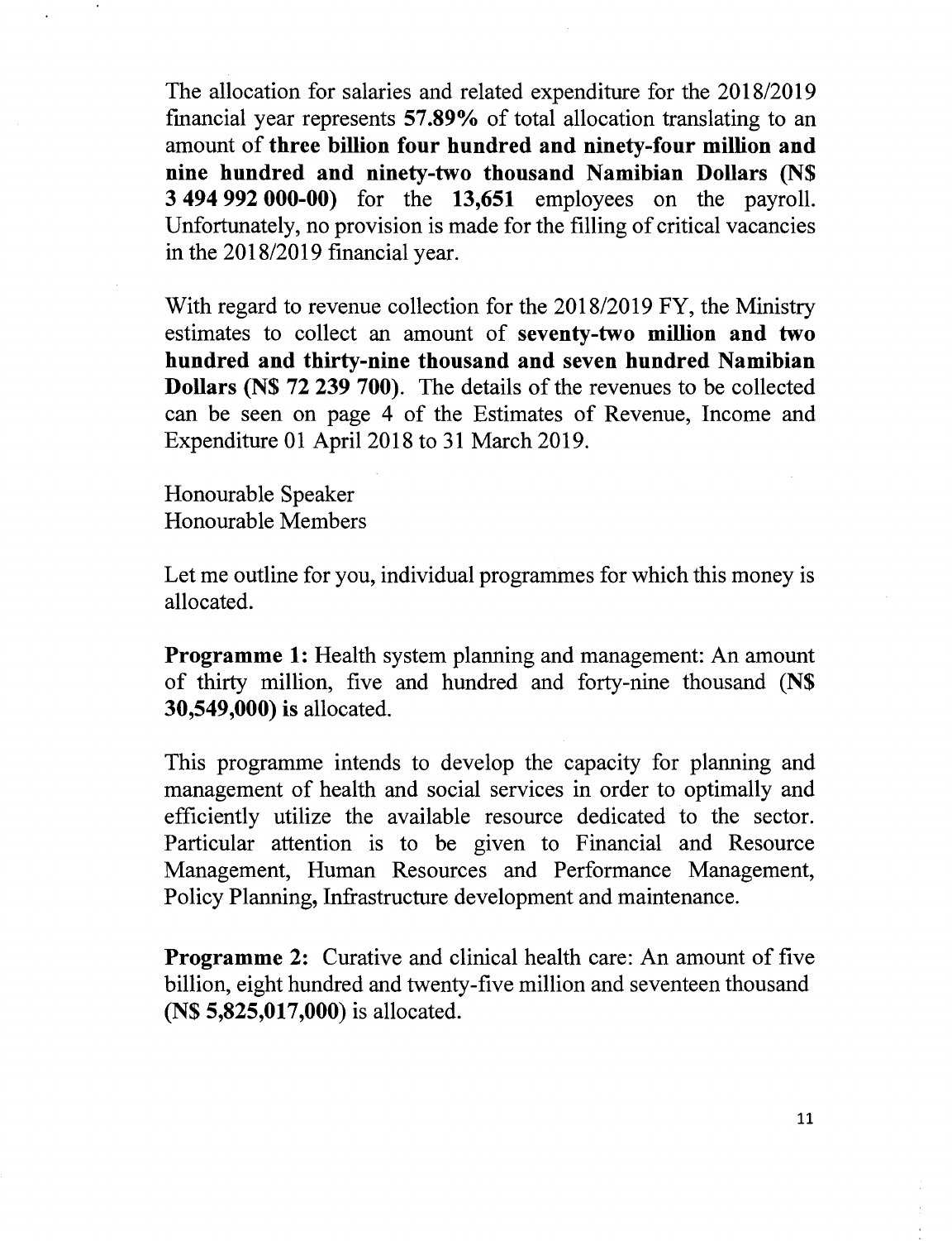The allocation for salaries and related expenditure for the 2018/2019 financial year represents **57.89%** of total allocation translating to an amount of **three billion four hundred and ninety-four million and nine hundred and ninety-two thousand Namibian Dollars (N$ 3 494 992 000-00)** for the **13,651** employees on the payroll. Unfortunately, no provision is made for the filling of critical vacancies in the 2018/2019 financial year.

With regard to revenue collection for the 2018/2019 FY, the Ministry estimates to collect an amount of **seventy-two million and two hundred and thirty-nine thousand and seven hundred Namibian Dollars (N$ 72 239 700)**. The details of the revenues to be collected can be seen on page 4 of the Estimates of Revenue, Income and Expenditure 01 April 2018 to 31 March 2019.

Honourable Speaker
Honourable Members

Let me outline for you, individual programmes for which this money is allocated.

**Programme 1:** Health system planning and management: An amount of thirty million, five and hundred and forty-nine thousand (**N$ 30,549,000) is** allocated.

This programme intends to develop the capacity for planning and management of health and social services in order to optimally and efficiently utilize the available resource dedicated to the sector. Particular attention is to be given to Financial and Resource Management, Human Resources and Performance Management, Policy Planning, Infrastructure development and maintenance.

**Programme 2:** Curative and clinical health care: An amount of five billion, eight hundred and twenty-five million and seventeen thousand **(N$ 5,825,017,000)** is allocated.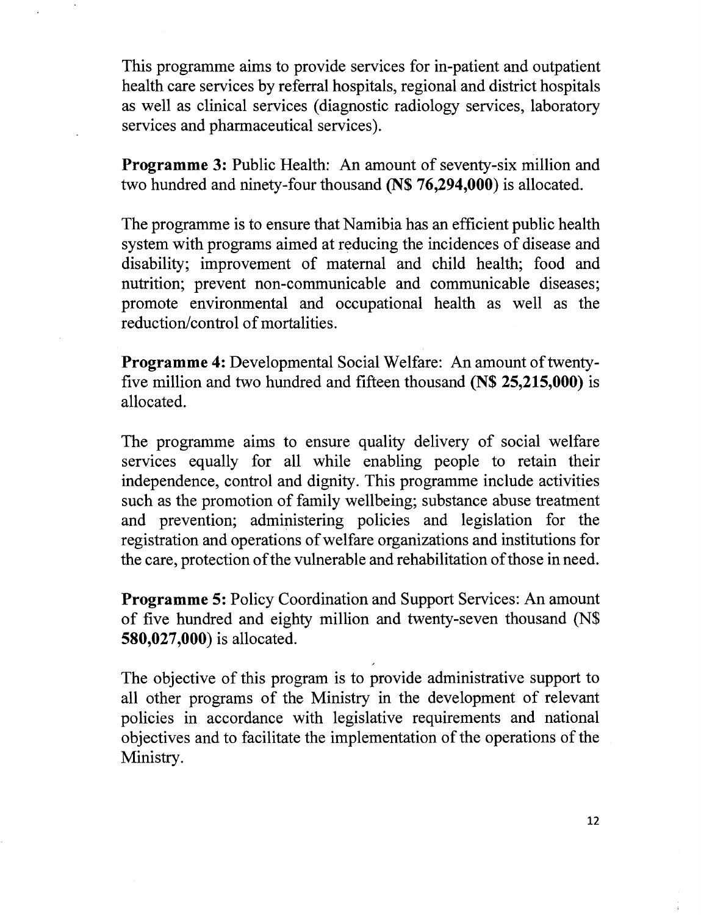This programme aims to provide services for in-patient and outpatient health care services by referral hospitals, regional and district hospitals as well as clinical services (diagnostic radiology services, laboratory services and pharmaceutical services).

**Programme 3:** Public Health: An amount of seventy-six million and two hundred and ninety-four thousand **(N$ 76,294,000)** is allocated.

The programme is to ensure that Namibia has an efficient public health system with programs aimed at reducing the incidences of disease and disability; improvement of maternal and child health; food and nutrition; prevent non-communicable and communicable diseases; promote environmental and occupational health as well as the reduction/control of mortalities.

**Programme 4:** Developmental Social Welfare: An amount of twenty-five million and two hundred and fifteen thousand **(N$ 25,215,000)** is allocated.

The programme aims to ensure quality delivery of social welfare services equally for all while enabling people to retain their independence, control and dignity. This programme include activities such as the promotion of family wellbeing; substance abuse treatment and prevention; administering policies and legislation for the registration and operations of welfare organizations and institutions for the care, protection of the vulnerable and rehabilitation of those in need.

**Programme 5:** Policy Coordination and Support Services: An amount of five hundred and eighty million and twenty-seven thousand (N$ **580,027,000**) is allocated.

The objective of this program is to provide administrative support to all other programs of the Ministry in the development of relevant policies in accordance with legislative requirements and national objectives and to facilitate the implementation of the operations of the Ministry.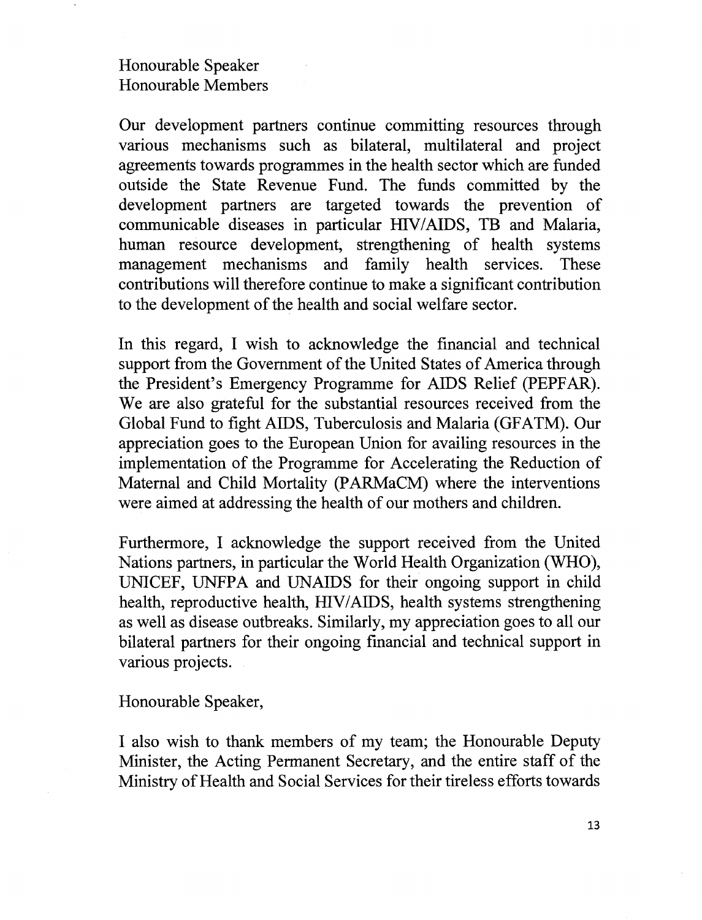Honourable Speaker
Honourable Members

Our development partners continue committing resources through various mechanisms such as bilateral, multilateral and project agreements towards programmes in the health sector which are funded outside the State Revenue Fund. The funds committed by the development partners are targeted towards the prevention of communicable diseases in particular HIV/AIDS, TB and Malaria, human resource development, strengthening of health systems management mechanisms and family health services. These contributions will therefore continue to make a significant contribution to the development of the health and social welfare sector.

In this regard, I wish to acknowledge the financial and technical support from the Government of the United States of America through the President's Emergency Programme for AIDS Relief (PEPFAR). We are also grateful for the substantial resources received from the Global Fund to fight AIDS, Tuberculosis and Malaria (GFATM). Our appreciation goes to the European Union for availing resources in the implementation of the Programme for Accelerating the Reduction of Maternal and Child Mortality (PARMaCM) where the interventions were aimed at addressing the health of our mothers and children.

Furthermore, I acknowledge the support received from the United Nations partners, in particular the World Health Organization (WHO), UNICEF, UNFPA and UNAIDS for their ongoing support in child health, reproductive health, HIV/AIDS, health systems strengthening as well as disease outbreaks. Similarly, my appreciation goes to all our bilateral partners for their ongoing financial and technical support in various projects.

Honourable Speaker,

I also wish to thank members of my team; the Honourable Deputy Minister, the Acting Permanent Secretary, and the entire staff of the Ministry of Health and Social Services for their tireless efforts towards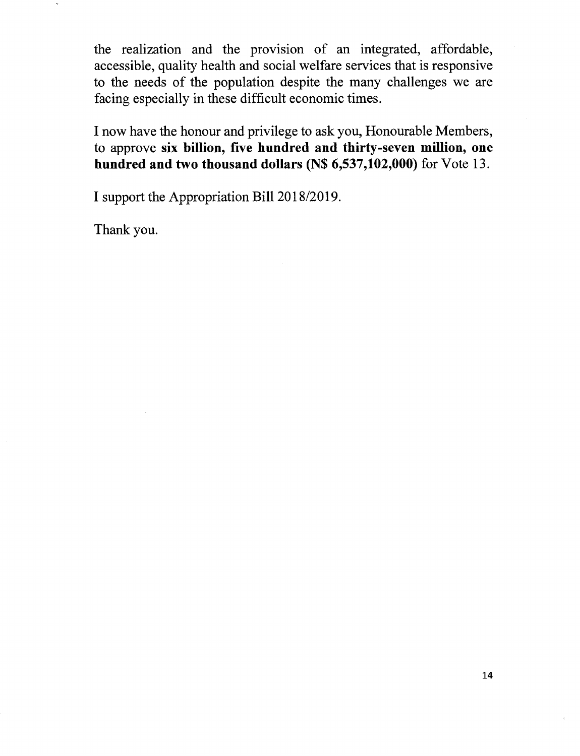the realization and the provision of an integrated, affordable, accessible, quality health and social welfare services that is responsive to the needs of the population despite the many challenges we are facing especially in these difficult economic times.

I now have the honour and privilege to ask you, Honourable Members, to approve **six billion, five hundred and thirty-seven million, one hundred and two thousand dollars (N$ 6,537,102,000)** for Vote 13.

I support the Appropriation Bill 2018/2019.

Thank you.